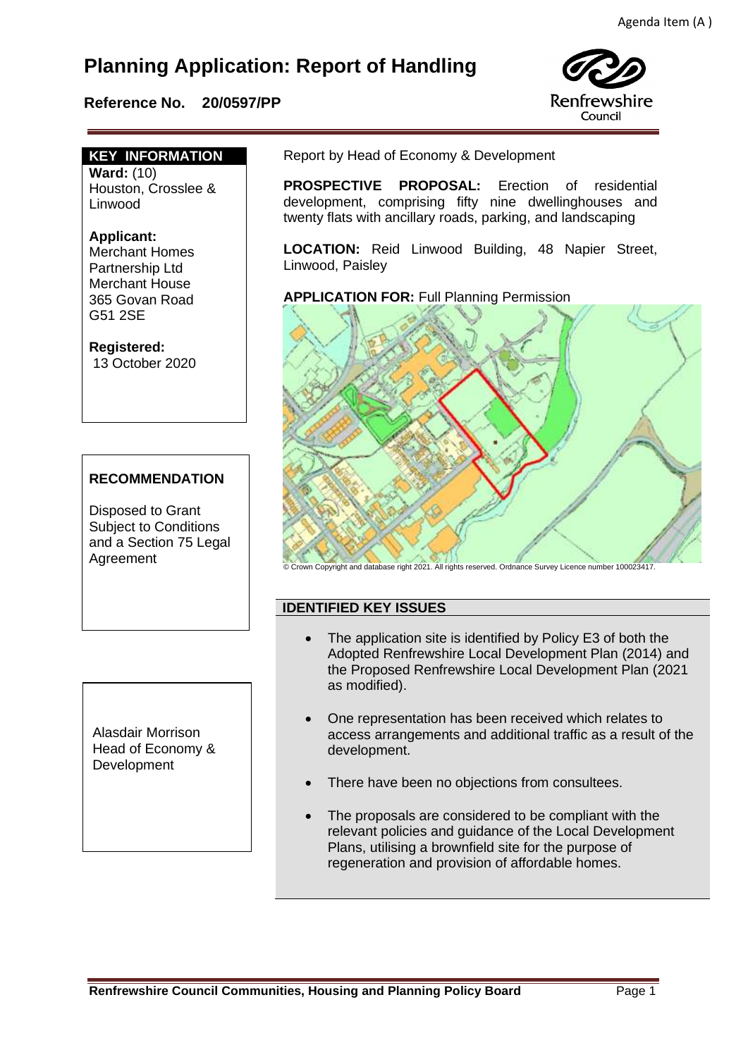Agenda Item (A )

# Planning Application: Report of Handling

**Reference No. 20/0597/PP**

Renfrewshire Council

**KEY INFORMATION**

**Ward:** (10)
Houston, Crosslee & Linwood

**Applicant:**
Merchant Homes Partnership Ltd
Merchant House
365 Govan Road
G51 2SE

**Registered:**
13 October 2020

**RECOMMENDATION**

Disposed to Grant Subject to Conditions and a Section 75 Legal Agreement

Alasdair Morrison
Head of Economy & Development

Report by Head of Economy & Development

**PROSPECTIVE PROPOSAL:** Erection of residential development, comprising fifty nine dwellinghouses and twenty flats with ancillary roads, parking, and landscaping

**LOCATION:** Reid Linwood Building, 48 Napier Street, Linwood, Paisley

**APPLICATION FOR:** Full Planning Permission

© Crown Copyright and database right 2021. All rights reserved. Ordnance Survey Licence number 100023417.

## IDENTIFIED KEY ISSUES

- The application site is identified by Policy E3 of both the Adopted Renfrewshire Local Development Plan (2014) and the Proposed Renfrewshire Local Development Plan (2021 as modified).
- One representation has been received which relates to access arrangements and additional traffic as a result of the development.
- There have been no objections from consultees.
- The proposals are considered to be compliant with the relevant policies and guidance of the Local Development Plans, utilising a brownfield site for the purpose of regeneration and provision of affordable homes.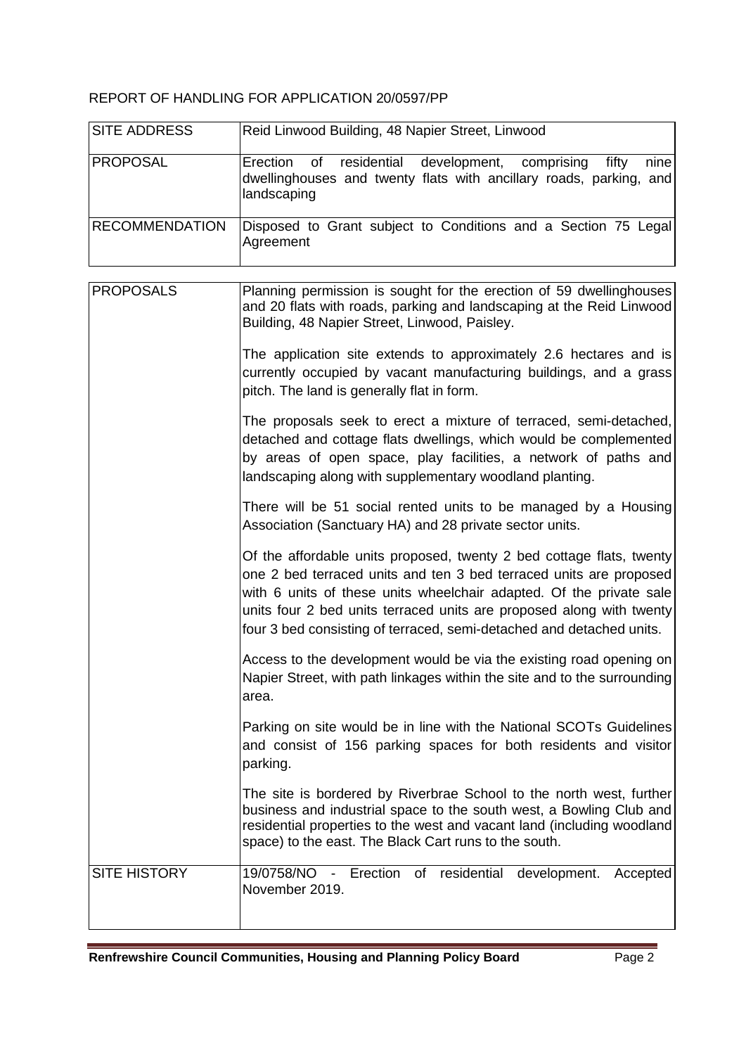REPORT OF HANDLING FOR APPLICATION 20/0597/PP

| SITE ADDRESS | Reid Linwood Building, 48 Napier Street, Linwood |
| --- | --- |
| PROPOSAL | Erection of residential development, comprising fifty nine dwellinghouses and twenty flats with ancillary roads, parking, and landscaping |
| RECOMMENDATION | Disposed to Grant subject to Conditions and a Section 75 Legal Agreement |

| PROPOSALS | Planning permission is sought for the erection of 59 dwellinghouses and 20 flats with roads, parking and landscaping at the Reid Linwood Building, 48 Napier Street, Linwood, Paisley.<br><br>The application site extends to approximately 2.6 hectares and is currently occupied by vacant manufacturing buildings, and a grass pitch. The land is generally flat in form.<br><br>The proposals seek to erect a mixture of terraced, semi-detached, detached and cottage flats dwellings, which would be complemented by areas of open space, play facilities, a network of paths and landscaping along with supplementary woodland planting.<br><br>There will be 51 social rented units to be managed by a Housing Association (Sanctuary HA) and 28 private sector units.<br><br>Of the affordable units proposed, twenty 2 bed cottage flats, twenty one 2 bed terraced units and ten 3 bed terraced units are proposed with 6 units of these units wheelchair adapted. Of the private sale units four 2 bed units terraced units are proposed along with twenty four 3 bed consisting of terraced, semi-detached and detached units.<br><br>Access to the development would be via the existing road opening on Napier Street, with path linkages within the site and to the surrounding area.<br><br>Parking on site would be in line with the National SCOTs Guidelines and consist of 156 parking spaces for both residents and visitor parking.<br><br>The site is bordered by Riverbrae School to the north west, further business and industrial space to the south west, a Bowling Club and residential properties to the west and vacant land (including woodland space) to the east. The Black Cart runs to the south. |
| --- | --- |
| SITE HISTORY | 19/0758/NO - Erection of residential development. Accepted November 2019. |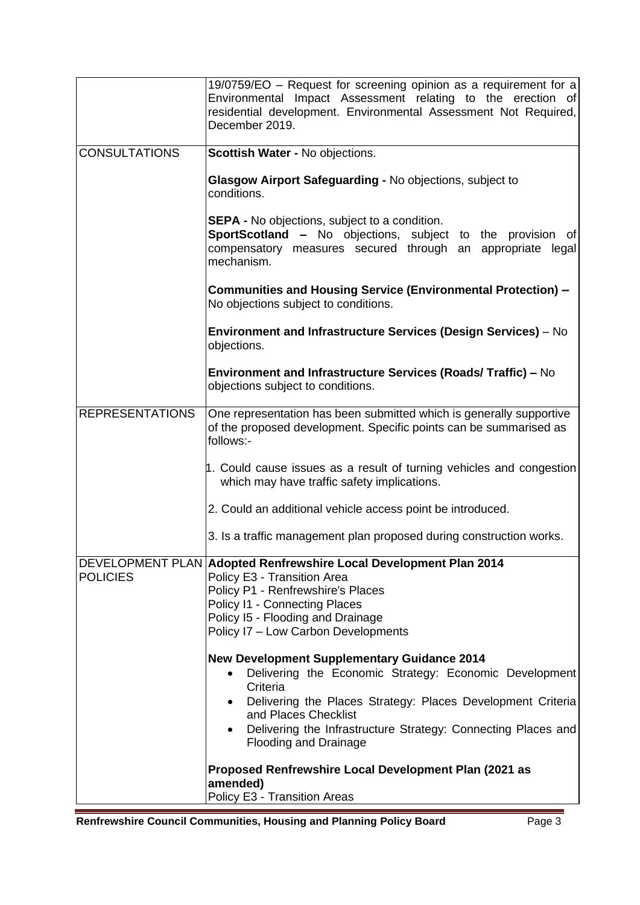| | |
|---|---|
| | 19/0759/EO – Request for screening opinion as a requirement for a Environmental Impact Assessment relating to the erection of residential development. Environmental Assessment Not Required, December 2019. |
| CONSULTATIONS | **Scottish Water -** No objections.<br><br>**Glasgow Airport Safeguarding -** No objections, subject to conditions.<br><br>**SEPA -** No objections, subject to a condition.<br>**SportScotland –** No objections, subject to the provision of compensatory measures secured through an appropriate legal mechanism.<br><br>**Communities and Housing Service (Environmental Protection) –** No objections subject to conditions.<br><br>**Environment and Infrastructure Services (Design Services)** – No objections.<br><br>**Environment and Infrastructure Services (Roads/ Traffic) –** No objections subject to conditions. |
| REPRESENTATIONS | One representation has been submitted which is generally supportive of the proposed development. Specific points can be summarised as follows:-<br><br>1. Could cause issues as a result of turning vehicles and congestion which may have traffic safety implications.<br><br>2. Could an additional vehicle access point be introduced.<br><br>3. Is a traffic management plan proposed during construction works. |
| DEVELOPMENT PLAN POLICIES | **Adopted Renfrewshire Local Development Plan 2014**<br>Policy E3 - Transition Area<br>Policy P1 - Renfrewshire's Places<br>Policy I1 - Connecting Places<br>Policy I5 - Flooding and Drainage<br>Policy I7 – Low Carbon Developments<br><br>**New Development Supplementary Guidance 2014**<br>• Delivering the Economic Strategy: Economic Development Criteria<br>• Delivering the Places Strategy: Places Development Criteria and Places Checklist<br>• Delivering the Infrastructure Strategy: Connecting Places and Flooding and Drainage<br><br>**Proposed Renfrewshire Local Development Plan (2021 as amended)**<br>Policy E3 - Transition Areas |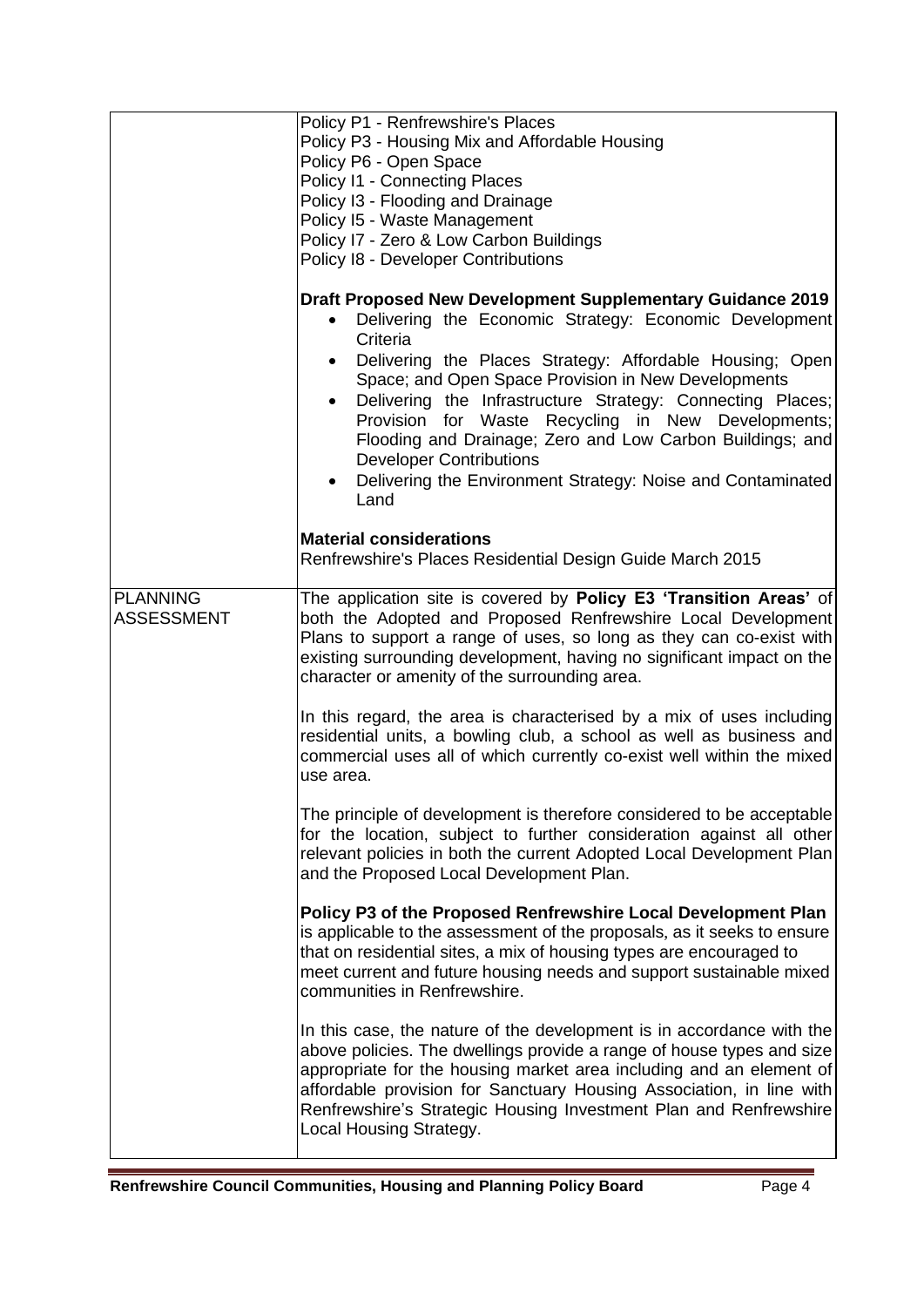| | |
|---|---|
| | Policy P1 - Renfrewshire's Places<br>Policy P3 - Housing Mix and Affordable Housing<br>Policy P6 - Open Space<br>Policy I1 - Connecting Places<br>Policy I3 - Flooding and Drainage<br>Policy I5 - Waste Management<br>Policy I7 - Zero & Low Carbon Buildings<br>Policy I8 - Developer Contributions<br><br>**Draft Proposed New Development Supplementary Guidance 2019**<br>• Delivering the Economic Strategy: Economic Development Criteria<br>• Delivering the Places Strategy: Affordable Housing; Open Space; and Open Space Provision in New Developments<br>• Delivering the Infrastructure Strategy: Connecting Places; Provision for Waste Recycling in New Developments; Flooding and Drainage; Zero and Low Carbon Buildings; and Developer Contributions<br>• Delivering the Environment Strategy: Noise and Contaminated Land<br><br>**Material considerations**<br>Renfrewshire's Places Residential Design Guide March 2015 |
| PLANNING ASSESSMENT | The application site is covered by **Policy E3 'Transition Areas'** of both the Adopted and Proposed Renfrewshire Local Development Plans to support a range of uses, so long as they can co-exist with existing surrounding development, having no significant impact on the character or amenity of the surrounding area.<br><br>In this regard, the area is characterised by a mix of uses including residential units, a bowling club, a school as well as business and commercial uses all of which currently co-exist well within the mixed use area.<br><br>The principle of development is therefore considered to be acceptable for the location, subject to further consideration against all other relevant policies in both the current Adopted Local Development Plan and the Proposed Local Development Plan.<br><br>**Policy P3 of the Proposed Renfrewshire Local Development Plan** is applicable to the assessment of the proposals, as it seeks to ensure that on residential sites, a mix of housing types are encouraged to meet current and future housing needs and support sustainable mixed communities in Renfrewshire.<br><br>In this case, the nature of the development is in accordance with the above policies. The dwellings provide a range of house types and size appropriate for the housing market area including and an element of affordable provision for Sanctuary Housing Association, in line with Renfrewshire's Strategic Housing Investment Plan and Renfrewshire Local Housing Strategy. |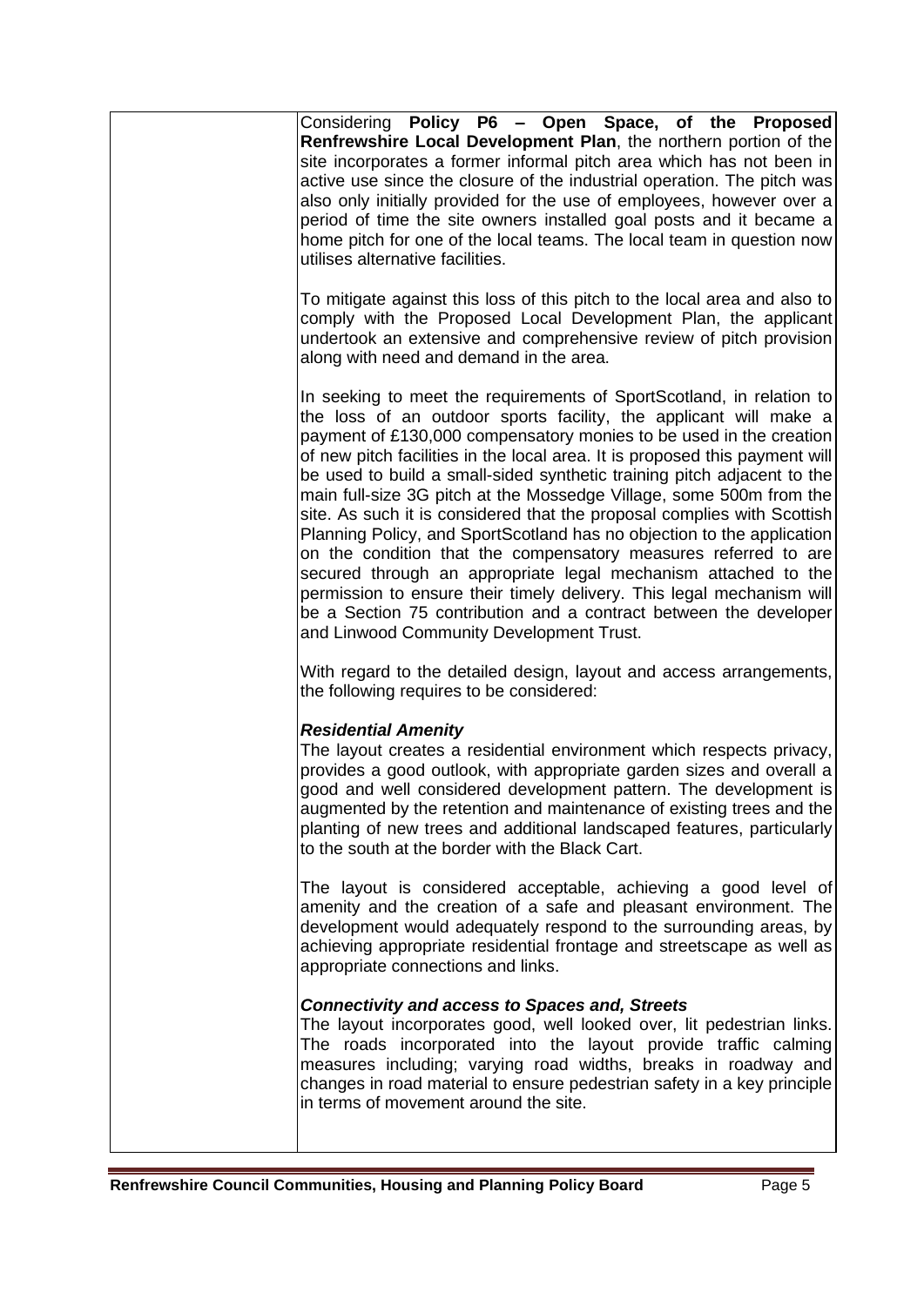Considering **Policy P6 – Open Space, of the Proposed Renfrewshire Local Development Plan**, the northern portion of the site incorporates a former informal pitch area which has not been in active use since the closure of the industrial operation. The pitch was also only initially provided for the use of employees, however over a period of time the site owners installed goal posts and it became a home pitch for one of the local teams. The local team in question now utilises alternative facilities.

To mitigate against this loss of this pitch to the local area and also to comply with the Proposed Local Development Plan, the applicant undertook an extensive and comprehensive review of pitch provision along with need and demand in the area.

In seeking to meet the requirements of SportScotland, in relation to the loss of an outdoor sports facility, the applicant will make a payment of £130,000 compensatory monies to be used in the creation of new pitch facilities in the local area. It is proposed this payment will be used to build a small-sided synthetic training pitch adjacent to the main full-size 3G pitch at the Mossedge Village, some 500m from the site. As such it is considered that the proposal complies with Scottish Planning Policy, and SportScotland has no objection to the application on the condition that the compensatory measures referred to are secured through an appropriate legal mechanism attached to the permission to ensure their timely delivery. This legal mechanism will be a Section 75 contribution and a contract between the developer and Linwood Community Development Trust.

With regard to the detailed design, layout and access arrangements, the following requires to be considered:

***Residential Amenity***

The layout creates a residential environment which respects privacy, provides a good outlook, with appropriate garden sizes and overall a good and well considered development pattern. The development is augmented by the retention and maintenance of existing trees and the planting of new trees and additional landscaped features, particularly to the south at the border with the Black Cart.

The layout is considered acceptable, achieving a good level of amenity and the creation of a safe and pleasant environment. The development would adequately respond to the surrounding areas, by achieving appropriate residential frontage and streetscape as well as appropriate connections and links.

***Connectivity and access to Spaces and, Streets***

The layout incorporates good, well looked over, lit pedestrian links. The roads incorporated into the layout provide traffic calming measures including; varying road widths, breaks in roadway and changes in road material to ensure pedestrian safety in a key principle in terms of movement around the site.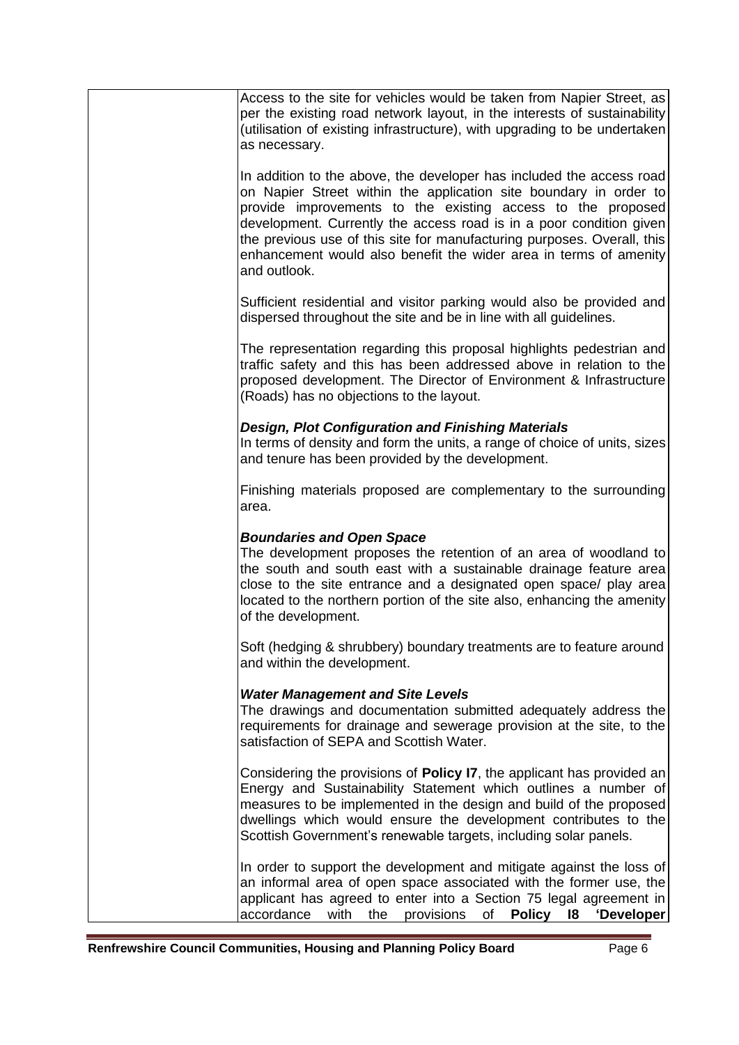Access to the site for vehicles would be taken from Napier Street, as per the existing road network layout, in the interests of sustainability (utilisation of existing infrastructure), with upgrading to be undertaken as necessary.

In addition to the above, the developer has included the access road on Napier Street within the application site boundary in order to provide improvements to the existing access to the proposed development. Currently the access road is in a poor condition given the previous use of this site for manufacturing purposes. Overall, this enhancement would also benefit the wider area in terms of amenity and outlook.

Sufficient residential and visitor parking would also be provided and dispersed throughout the site and be in line with all guidelines.

The representation regarding this proposal highlights pedestrian and traffic safety and this has been addressed above in relation to the proposed development. The Director of Environment & Infrastructure (Roads) has no objections to the layout.

***Design, Plot Configuration and Finishing Materials***

In terms of density and form the units, a range of choice of units, sizes and tenure has been provided by the development.

Finishing materials proposed are complementary to the surrounding area.

***Boundaries and Open Space***

The development proposes the retention of an area of woodland to the south and south east with a sustainable drainage feature area close to the site entrance and a designated open space/ play area located to the northern portion of the site also, enhancing the amenity of the development.

Soft (hedging & shrubbery) boundary treatments are to feature around and within the development.

***Water Management and Site Levels***

The drawings and documentation submitted adequately address the requirements for drainage and sewerage provision at the site, to the satisfaction of SEPA and Scottish Water.

Considering the provisions of **Policy I7**, the applicant has provided an Energy and Sustainability Statement which outlines a number of measures to be implemented in the design and build of the proposed dwellings which would ensure the development contributes to the Scottish Government's renewable targets, including solar panels.

In order to support the development and mitigate against the loss of an informal area of open space associated with the former use, the applicant has agreed to enter into a Section 75 legal agreement in accordance with the provisions of **Policy I8 'Developer**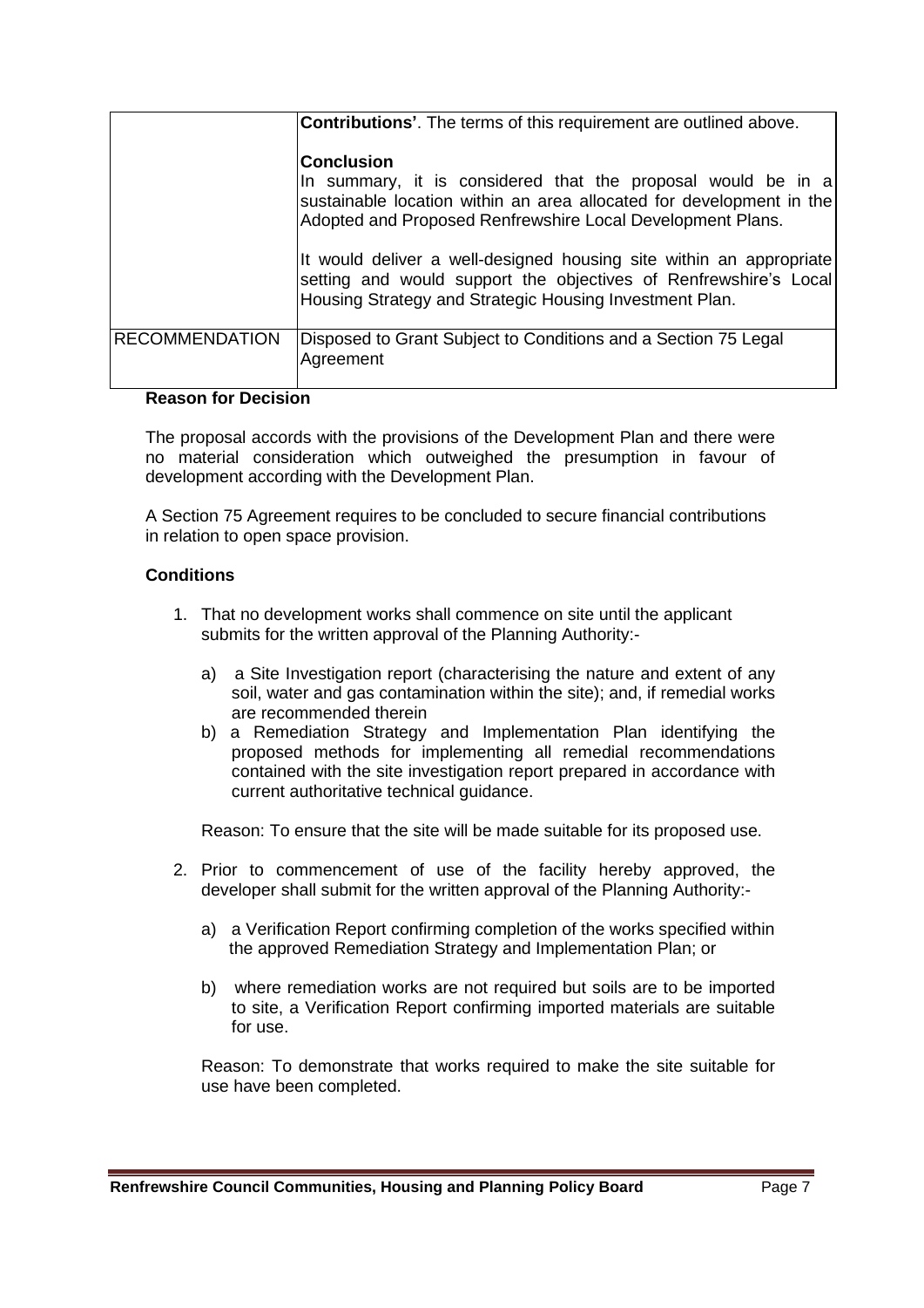| | |
|---|---|
| | **Contributions'**. The terms of this requirement are outlined above.<br><br>**Conclusion**<br>In summary, it is considered that the proposal would be in a sustainable location within an area allocated for development in the Adopted and Proposed Renfrewshire Local Development Plans.<br><br>It would deliver a well-designed housing site within an appropriate setting and would support the objectives of Renfrewshire's Local Housing Strategy and Strategic Housing Investment Plan. |
| RECOMMENDATION | Disposed to Grant Subject to Conditions and a Section 75 Legal Agreement |

**Reason for Decision**

The proposal accords with the provisions of the Development Plan and there were no material consideration which outweighed the presumption in favour of development according with the Development Plan.

A Section 75 Agreement requires to be concluded to secure financial contributions in relation to open space provision.

**Conditions**

1. That no development works shall commence on site until the applicant submits for the written approval of the Planning Authority:-

   a) a Site Investigation report (characterising the nature and extent of any soil, water and gas contamination within the site); and, if remedial works are recommended therein

   b) a Remediation Strategy and Implementation Plan identifying the proposed methods for implementing all remedial recommendations contained with the site investigation report prepared in accordance with current authoritative technical guidance.

   Reason: To ensure that the site will be made suitable for its proposed use.

2. Prior to commencement of use of the facility hereby approved, the developer shall submit for the written approval of the Planning Authority:-

   a) a Verification Report confirming completion of the works specified within the approved Remediation Strategy and Implementation Plan; or

   b) where remediation works are not required but soils are to be imported to site, a Verification Report confirming imported materials are suitable for use.

   Reason: To demonstrate that works required to make the site suitable for use have been completed.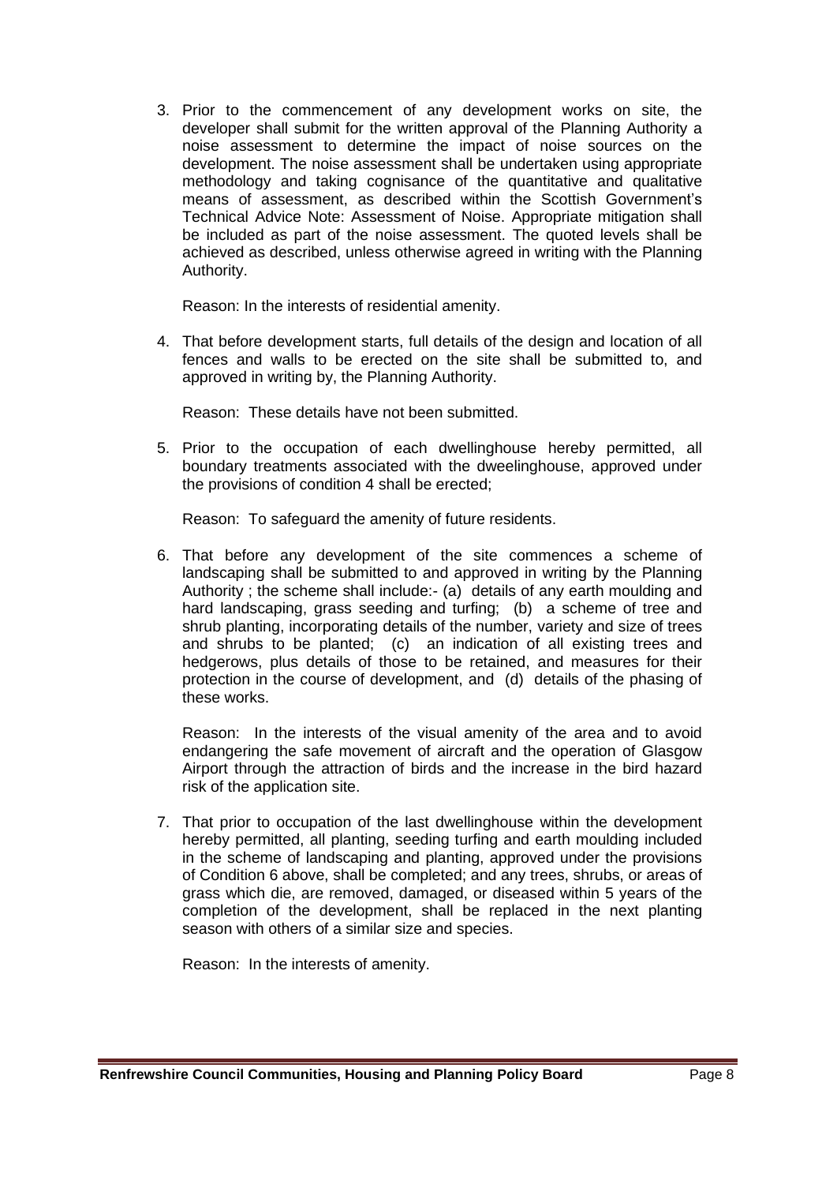3. Prior to the commencement of any development works on site, the developer shall submit for the written approval of the Planning Authority a noise assessment to determine the impact of noise sources on the development. The noise assessment shall be undertaken using appropriate methodology and taking cognisance of the quantitative and qualitative means of assessment, as described within the Scottish Government's Technical Advice Note: Assessment of Noise. Appropriate mitigation shall be included as part of the noise assessment. The quoted levels shall be achieved as described, unless otherwise agreed in writing with the Planning Authority.

   Reason: In the interests of residential amenity.

4. That before development starts, full details of the design and location of all fences and walls to be erected on the site shall be submitted to, and approved in writing by, the Planning Authority.

   Reason: These details have not been submitted.

5. Prior to the occupation of each dwellinghouse hereby permitted, all boundary treatments associated with the dweelinghouse, approved under the provisions of condition 4 shall be erected;

   Reason: To safeguard the amenity of future residents.

6. That before any development of the site commences a scheme of landscaping shall be submitted to and approved in writing by the Planning Authority ; the scheme shall include:- (a) details of any earth moulding and hard landscaping, grass seeding and turfing; (b) a scheme of tree and shrub planting, incorporating details of the number, variety and size of trees and shrubs to be planted; (c) an indication of all existing trees and hedgerows, plus details of those to be retained, and measures for their protection in the course of development, and (d) details of the phasing of these works.

   Reason: In the interests of the visual amenity of the area and to avoid endangering the safe movement of aircraft and the operation of Glasgow Airport through the attraction of birds and the increase in the bird hazard risk of the application site.

7. That prior to occupation of the last dwellinghouse within the development hereby permitted, all planting, seeding turfing and earth moulding included in the scheme of landscaping and planting, approved under the provisions of Condition 6 above, shall be completed; and any trees, shrubs, or areas of grass which die, are removed, damaged, or diseased within 5 years of the completion of the development, shall be replaced in the next planting season with others of a similar size and species.

   Reason: In the interests of amenity.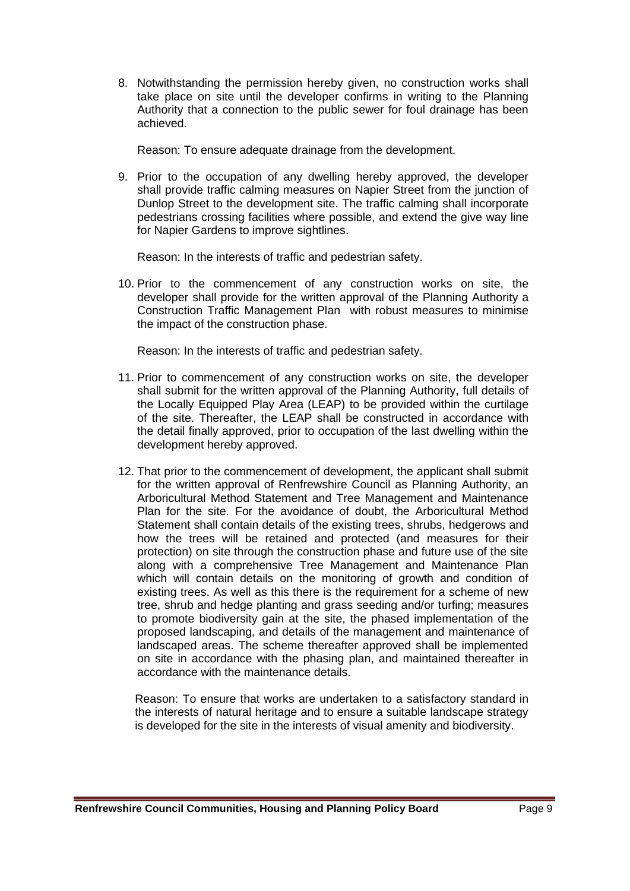8. Notwithstanding the permission hereby given, no construction works shall take place on site until the developer confirms in writing to the Planning Authority that a connection to the public sewer for foul drainage has been achieved.

   Reason: To ensure adequate drainage from the development.

9. Prior to the occupation of any dwelling hereby approved, the developer shall provide traffic calming measures on Napier Street from the junction of Dunlop Street to the development site. The traffic calming shall incorporate pedestrians crossing facilities where possible, and extend the give way line for Napier Gardens to improve sightlines.

   Reason: In the interests of traffic and pedestrian safety.

10. Prior to the commencement of any construction works on site, the developer shall provide for the written approval of the Planning Authority a Construction Traffic Management Plan with robust measures to minimise the impact of the construction phase.

    Reason: In the interests of traffic and pedestrian safety.

11. Prior to commencement of any construction works on site, the developer shall submit for the written approval of the Planning Authority, full details of the Locally Equipped Play Area (LEAP) to be provided within the curtilage of the site. Thereafter, the LEAP shall be constructed in accordance with the detail finally approved, prior to occupation of the last dwelling within the development hereby approved.

12. That prior to the commencement of development, the applicant shall submit for the written approval of Renfrewshire Council as Planning Authority, an Arboricultural Method Statement and Tree Management and Maintenance Plan for the site. For the avoidance of doubt, the Arboricultural Method Statement shall contain details of the existing trees, shrubs, hedgerows and how the trees will be retained and protected (and measures for their protection) on site through the construction phase and future use of the site along with a comprehensive Tree Management and Maintenance Plan which will contain details on the monitoring of growth and condition of existing trees. As well as this there is the requirement for a scheme of new tree, shrub and hedge planting and grass seeding and/or turfing; measures to promote biodiversity gain at the site, the phased implementation of the proposed landscaping, and details of the management and maintenance of landscaped areas. The scheme thereafter approved shall be implemented on site in accordance with the phasing plan, and maintained thereafter in accordance with the maintenance details.

    Reason: To ensure that works are undertaken to a satisfactory standard in the interests of natural heritage and to ensure a suitable landscape strategy is developed for the site in the interests of visual amenity and biodiversity.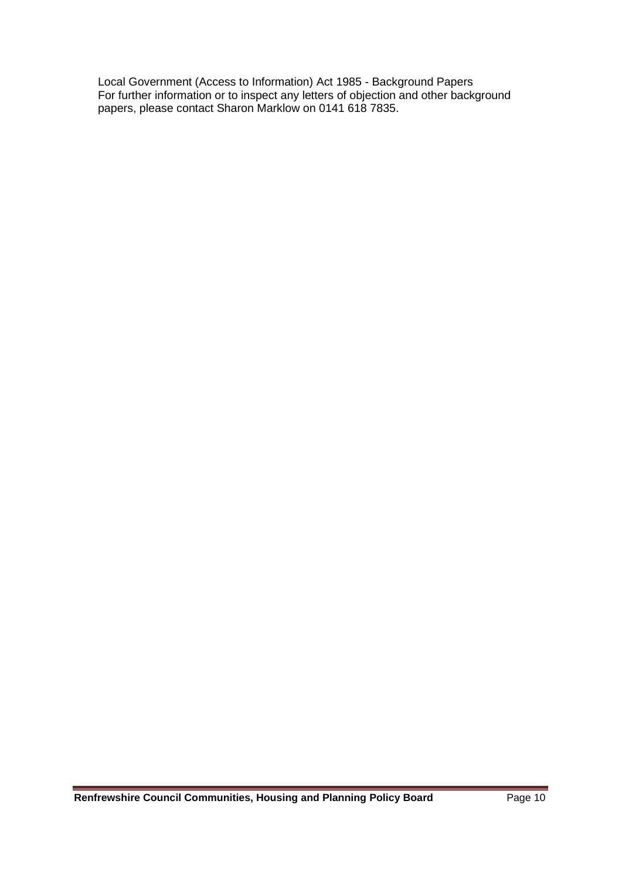Local Government (Access to Information) Act 1985 - Background Papers
For further information or to inspect any letters of objection and other background papers, please contact Sharon Marklow on 0141 618 7835.